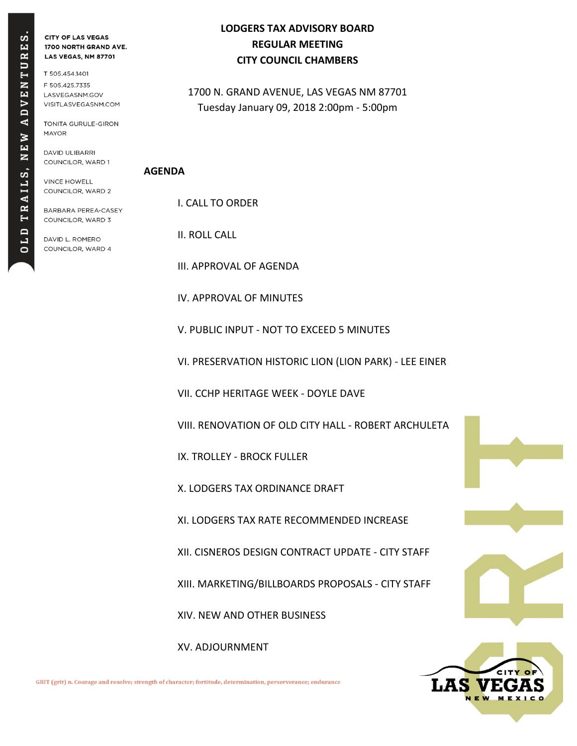OLD TRAILS, NEW ADVENTURES.

**CITY OF LAS VEGAS**
**1700 NORTH GRAND AVE.**
**LAS VEGAS, NM 87701**

T 505.454.1401
F 505.425.7335
LASVEGASNM.GOV
VISITLASVEGASNM.COM

TONITA GURULE-GIRON
MAYOR

DAVID ULIBARRI
COUNCILOR, WARD 1

VINCE HOWELL
COUNCILOR, WARD 2

BARBARA PEREA-CASEY
COUNCILOR, WARD 3

DAVID L. ROMERO
COUNCILOR, WARD 4

# LODGERS TAX ADVISORY BOARD
# REGULAR MEETING
# CITY COUNCIL CHAMBERS

1700 N. GRAND AVENUE, LAS VEGAS NM 87701
Tuesday January 09, 2018 2:00pm - 5:00pm

## AGENDA

I. CALL TO ORDER

II. ROLL CALL

III. APPROVAL OF AGENDA

IV. APPROVAL OF MINUTES

V. PUBLIC INPUT - NOT TO EXCEED 5 MINUTES

VI. PRESERVATION HISTORIC LION (LION PARK) - LEE EINER

VII. CCHP HERITAGE WEEK - DOYLE DAVE

VIII. RENOVATION OF OLD CITY HALL - ROBERT ARCHULETA

IX. TROLLEY - BROCK FULLER

X. LODGERS TAX ORDINANCE DRAFT

XI. LODGERS TAX RATE RECOMMENDED INCREASE

XII. CISNEROS DESIGN CONTRACT UPDATE - CITY STAFF

XIII. MARKETING/BILLBOARDS PROPOSALS - CITY STAFF

XIV. NEW AND OTHER BUSINESS

XV. ADJOURNMENT

GRIT (grit) n. Courage and resolve; strength of character; fortitude, determination, perserverance; endurance

CITY OF LAS VEGAS NEW MEXICO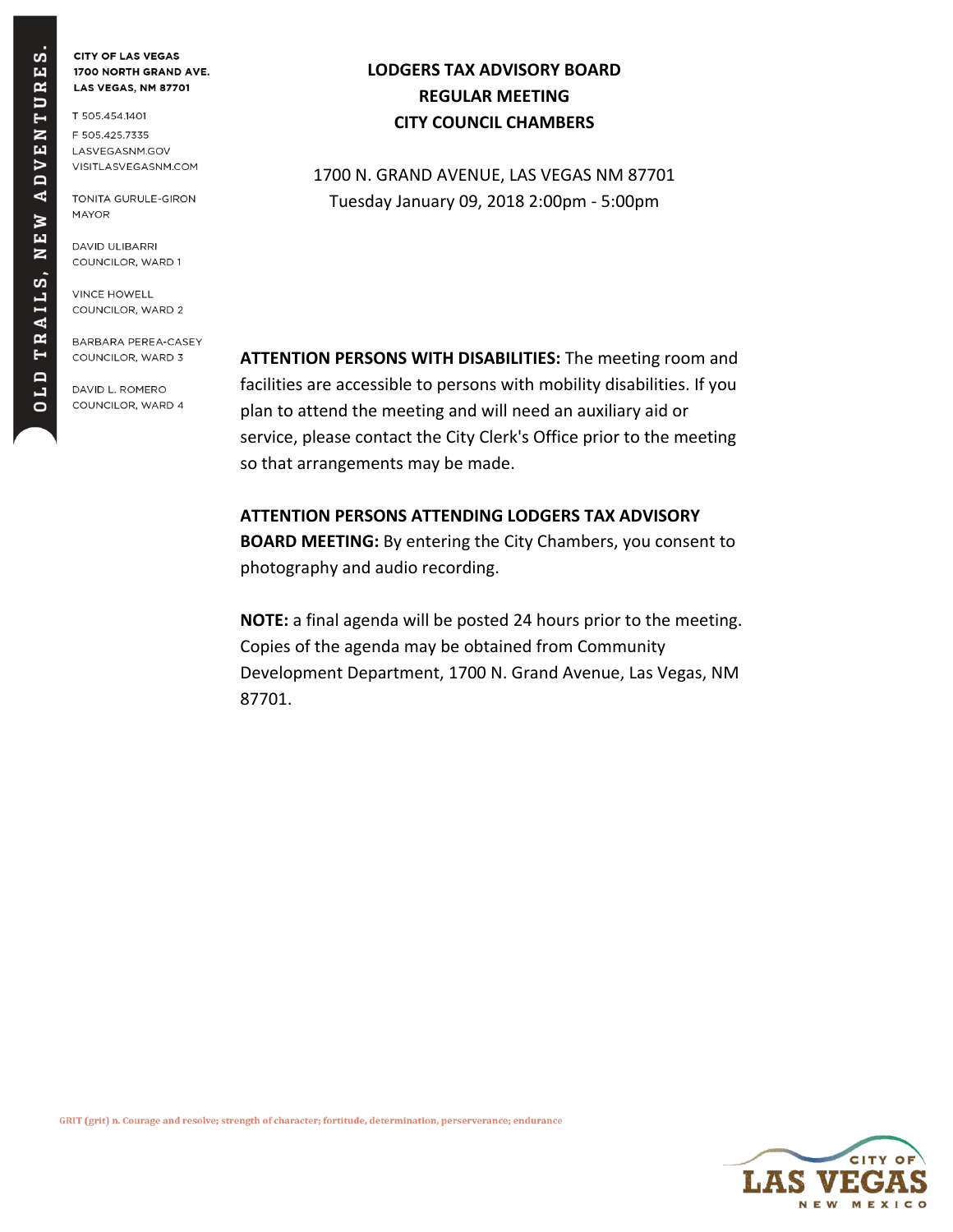OLD TRAILS, NEW ADVENTURES.

**CITY OF LAS VEGAS**
**1700 NORTH GRAND AVE.**
**LAS VEGAS, NM 87701**

T 505.454.1401
F 505.425.7335
LASVEGASNM.GOV
VISITLASVEGASNM.COM

TONITA GURULE-GIRON
MAYOR

DAVID ULIBARRI
COUNCILOR, WARD 1

VINCE HOWELL
COUNCILOR, WARD 2

BARBARA PEREA-CASEY
COUNCILOR, WARD 3

DAVID L. ROMERO
COUNCILOR, WARD 4

# LODGERS TAX ADVISORY BOARD
# REGULAR MEETING
# CITY COUNCIL CHAMBERS

1700 N. GRAND AVENUE, LAS VEGAS NM 87701
Tuesday January 09, 2018 2:00pm - 5:00pm

**ATTENTION PERSONS WITH DISABILITIES:** The meeting room and facilities are accessible to persons with mobility disabilities. If you plan to attend the meeting and will need an auxiliary aid or service, please contact the City Clerk's Office prior to the meeting so that arrangements may be made.

**ATTENTION PERSONS ATTENDING LODGERS TAX ADVISORY BOARD MEETING:** By entering the City Chambers, you consent to photography and audio recording.

**NOTE:** a final agenda will be posted 24 hours prior to the meeting. Copies of the agenda may be obtained from Community Development Department, 1700 N. Grand Avenue, Las Vegas, NM 87701.

GRIT (grit) n. Courage and resolve; strength of character; fortitude, determination, perserverance; endurance

CITY OF LAS VEGAS NEW MEXICO